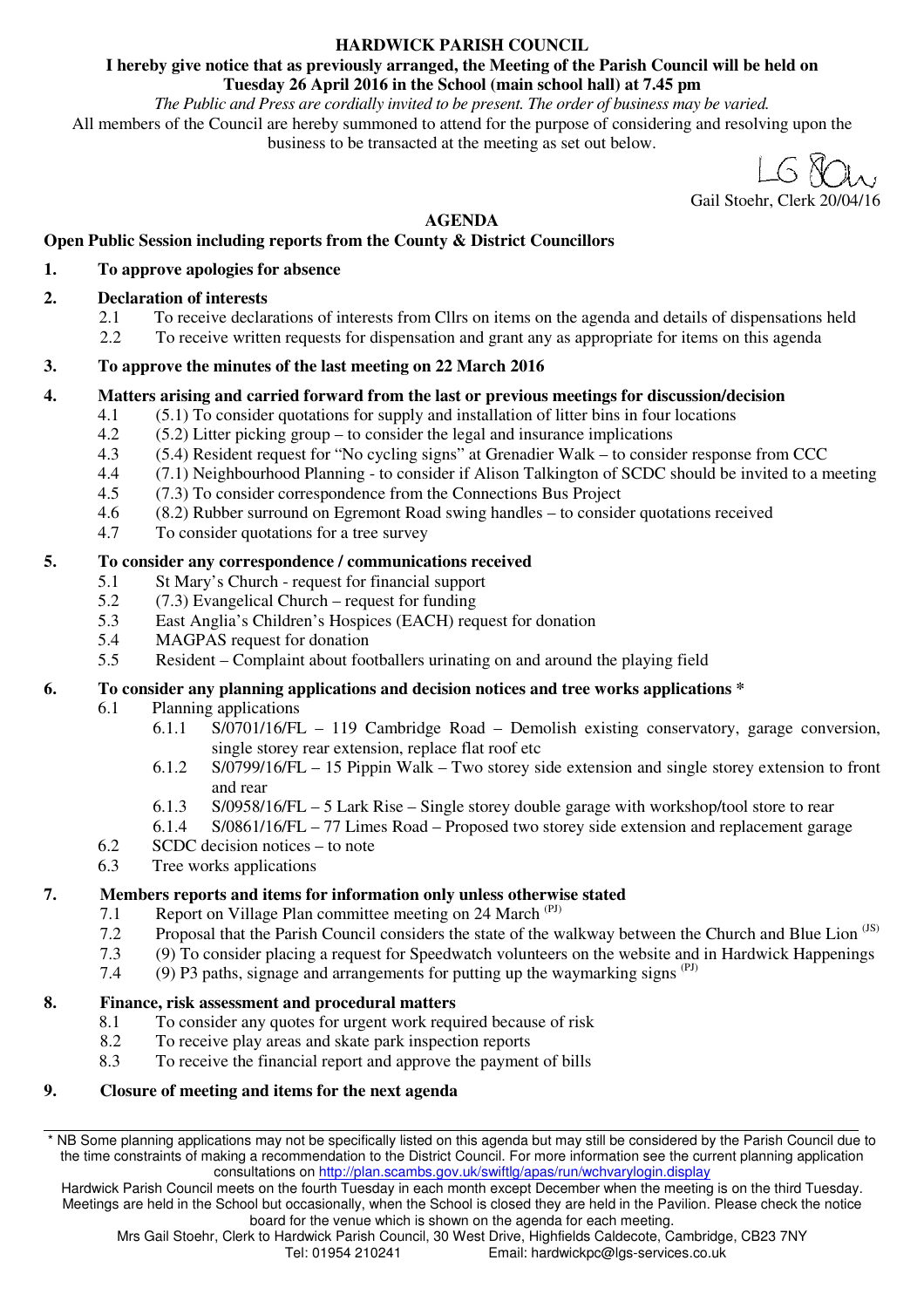# HARDWICK PARISH COUNCIL

**I hereby give notice that as previously arranged, the Meeting of the Parish Council will be held on Tuesday 26 April 2016 in the School (main school hall) at 7.45 pm**

*The Public and Press are cordially invited to be present. The order of business may be varied.*

All members of the Council are hereby summoned to attend for the purpose of considering and resolving upon the business to be transacted at the meeting as set out below.

LG Stoehr

Gail Stoehr, Clerk 20/04/16

## AGENDA

**Open Public Session including reports from the County & District Councillors**

**1. To approve apologies for absence**

**2. Declaration of interests**

- 2.1 To receive declarations of interests from Cllrs on items on the agenda and details of dispensations held
- 2.2 To receive written requests for dispensation and grant any as appropriate for items on this agenda

**3. To approve the minutes of the last meeting on 22 March 2016**

**4. Matters arising and carried forward from the last or previous meetings for discussion/decision**

- 4.1 (5.1) To consider quotations for supply and installation of litter bins in four locations
- 4.2 (5.2) Litter picking group – to consider the legal and insurance implications
- 4.3 (5.4) Resident request for "No cycling signs" at Grenadier Walk – to consider response from CCC
- 4.4 (7.1) Neighbourhood Planning - to consider if Alison Talkington of SCDC should be invited to a meeting
- 4.5 (7.3) To consider correspondence from the Connections Bus Project
- 4.6 (8.2) Rubber surround on Egremont Road swing handles – to consider quotations received
- 4.7 To consider quotations for a tree survey

**5. To consider any correspondence / communications received**

- 5.1 St Mary's Church - request for financial support
- 5.2 (7.3) Evangelical Church – request for funding
- 5.3 East Anglia's Children's Hospices (EACH) request for donation
- 5.4 MAGPAS request for donation
- 5.5 Resident – Complaint about footballers urinating on and around the playing field

**6. To consider any planning applications and decision notices and tree works applications \***

- 6.1 Planning applications
  - 6.1.1 S/0701/16/FL – 119 Cambridge Road – Demolish existing conservatory, garage conversion, single storey rear extension, replace flat roof etc
  - 6.1.2 S/0799/16/FL – 15 Pippin Walk – Two storey side extension and single storey extension to front and rear
  - 6.1.3 S/0958/16/FL – 5 Lark Rise – Single storey double garage with workshop/tool store to rear
  - 6.1.4 S/0861/16/FL – 77 Limes Road – Proposed two storey side extension and replacement garage
- 6.2 SCDC decision notices – to note
- 6.3 Tree works applications

**7. Members reports and items for information only unless otherwise stated**

- 7.1 Report on Village Plan committee meeting on 24 March (PJ)
- 7.2 Proposal that the Parish Council considers the state of the walkway between the Church and Blue Lion (JS)
- 7.3 (9) To consider placing a request for Speedwatch volunteers on the website and in Hardwick Happenings
- 7.4 (9) P3 paths, signage and arrangements for putting up the waymarking signs (PJ)

**8. Finance, risk assessment and procedural matters**

- 8.1 To consider any quotes for urgent work required because of risk
- 8.2 To receive play areas and skate park inspection reports
- 8.3 To receive the financial report and approve the payment of bills

**9. Closure of meeting and items for the next agenda**

---

\* NB Some planning applications may not be specifically listed on this agenda but may still be considered by the Parish Council due to the time constraints of making a recommendation to the District Council. For more information see the current planning application consultations on http://plan.scambs.gov.uk/swiftlg/apas/run/wchvarylogin.display

Hardwick Parish Council meets on the fourth Tuesday in each month except December when the meeting is on the third Tuesday. Meetings are held in the School but occasionally, when the School is closed they are held in the Pavilion. Please check the notice board for the venue which is shown on the agenda for each meeting.

Mrs Gail Stoehr, Clerk to Hardwick Parish Council, 30 West Drive, Highfields Caldecote, Cambridge, CB23 7NY
Tel: 01954 210241 Email: hardwickpc@lgs-services.co.uk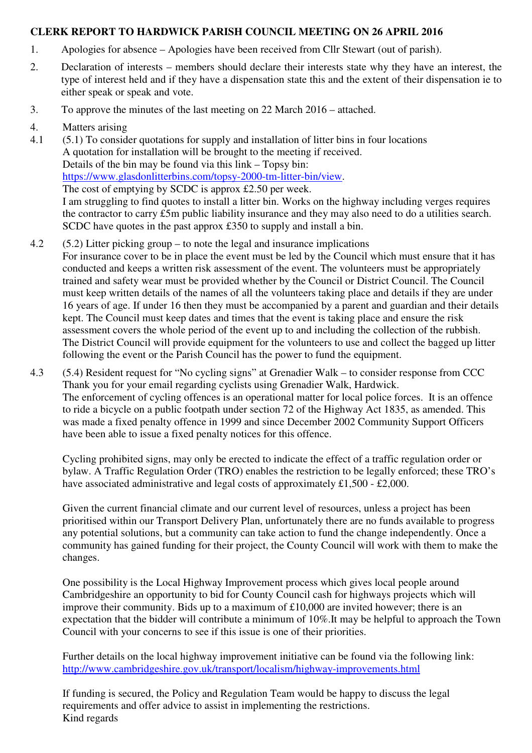**CLERK REPORT TO HARDWICK PARISH COUNCIL MEETING ON 26 APRIL 2016**

1. Apologies for absence – Apologies have been received from Cllr Stewart (out of parish).
2. Declaration of interests – members should declare their interests state why they have an interest, the type of interest held and if they have a dispensation state this and the extent of their dispensation ie to either speak or speak and vote.
3. To approve the minutes of the last meeting on 22 March 2016 – attached.
4. Matters arising

4.1 (5.1) To consider quotations for supply and installation of litter bins in four locations
A quotation for installation will be brought to the meeting if received.
Details of the bin may be found via this link – Topsy bin: https://www.glasdonlitterbins.com/topsy-2000-tm-litter-bin/view.
The cost of emptying by SCDC is approx £2.50 per week.
I am struggling to find quotes to install a litter bin. Works on the highway including verges requires the contractor to carry £5m public liability insurance and they may also need to do a utilities search. SCDC have quotes in the past approx £350 to supply and install a bin.

4.2 (5.2) Litter picking group – to note the legal and insurance implications
For insurance cover to be in place the event must be led by the Council which must ensure that it has conducted and keeps a written risk assessment of the event. The volunteers must be appropriately trained and safety wear must be provided whether by the Council or District Council. The Council must keep written details of the names of all the volunteers taking place and details if they are under 16 years of age. If under 16 then they must be accompanied by a parent and guardian and their details kept. The Council must keep dates and times that the event is taking place and ensure the risk assessment covers the whole period of the event up to and including the collection of the rubbish. The District Council will provide equipment for the volunteers to use and collect the bagged up litter following the event or the Parish Council has the power to fund the equipment.

4.3 (5.4) Resident request for "No cycling signs" at Grenadier Walk – to consider response from CCC
Thank you for your email regarding cyclists using Grenadier Walk, Hardwick.
The enforcement of cycling offences is an operational matter for local police forces. It is an offence to ride a bicycle on a public footpath under section 72 of the Highway Act 1835, as amended. This was made a fixed penalty offence in 1999 and since December 2002 Community Support Officers have been able to issue a fixed penalty notices for this offence.

Cycling prohibited signs, may only be erected to indicate the effect of a traffic regulation order or bylaw. A Traffic Regulation Order (TRO) enables the restriction to be legally enforced; these TRO's have associated administrative and legal costs of approximately £1,500 - £2,000.

Given the current financial climate and our current level of resources, unless a project has been prioritised within our Transport Delivery Plan, unfortunately there are no funds available to progress any potential solutions, but a community can take action to fund the change independently. Once a community has gained funding for their project, the County Council will work with them to make the changes.

One possibility is the Local Highway Improvement process which gives local people around Cambridgeshire an opportunity to bid for County Council cash for highways projects which will improve their community. Bids up to a maximum of £10,000 are invited however; there is an expectation that the bidder will contribute a minimum of 10%.It may be helpful to approach the Town Council with your concerns to see if this issue is one of their priorities.

Further details on the local highway improvement initiative can be found via the following link: http://www.cambridgeshire.gov.uk/transport/localism/highway-improvements.html

If funding is secured, the Policy and Regulation Team would be happy to discuss the legal requirements and offer advice to assist in implementing the restrictions.
Kind regards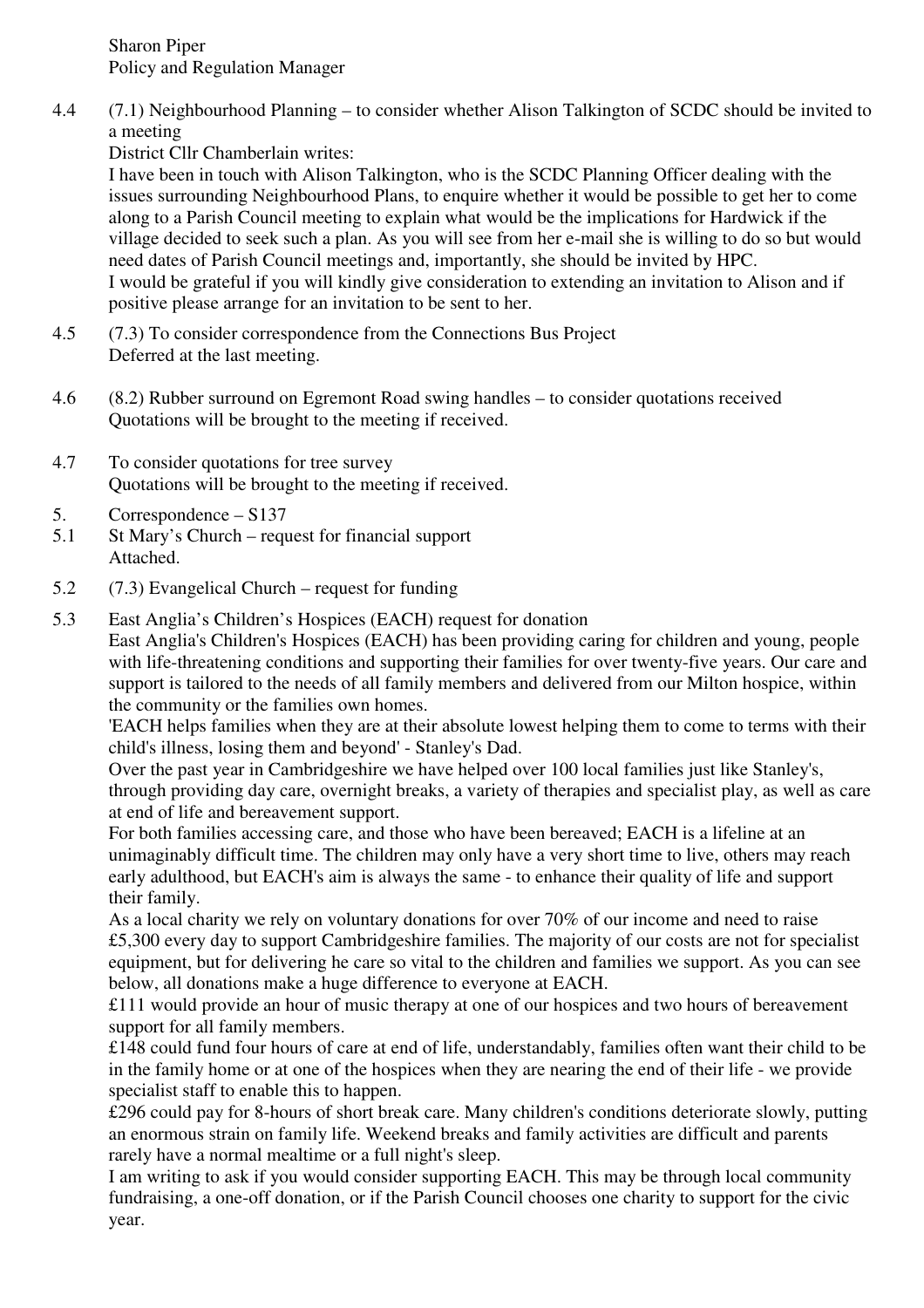Sharon Piper
Policy and Regulation Manager

4.4 (7.1) Neighbourhood Planning – to consider whether Alison Talkington of SCDC should be invited to a meeting

District Cllr Chamberlain writes:

I have been in touch with Alison Talkington, who is the SCDC Planning Officer dealing with the issues surrounding Neighbourhood Plans, to enquire whether it would be possible to get her to come along to a Parish Council meeting to explain what would be the implications for Hardwick if the village decided to seek such a plan. As you will see from her e-mail she is willing to do so but would need dates of Parish Council meetings and, importantly, she should be invited by HPC.

I would be grateful if you will kindly give consideration to extending an invitation to Alison and if positive please arrange for an invitation to be sent to her.

4.5 (7.3) To consider correspondence from the Connections Bus Project

Deferred at the last meeting.

4.6 (8.2) Rubber surround on Egremont Road swing handles – to consider quotations received

Quotations will be brought to the meeting if received.

4.7 To consider quotations for tree survey

Quotations will be brought to the meeting if received.

5. Correspondence – S137

5.1 St Mary's Church – request for financial support

Attached.

5.2 (7.3) Evangelical Church – request for funding

5.3 East Anglia's Children's Hospices (EACH) request for donation

East Anglia's Children's Hospices (EACH) has been providing caring for children and young, people with life-threatening conditions and supporting their families for over twenty-five years. Our care and support is tailored to the needs of all family members and delivered from our Milton hospice, within the community or the families own homes.

'EACH helps families when they are at their absolute lowest helping them to come to terms with their child's illness, losing them and beyond' - Stanley's Dad.

Over the past year in Cambridgeshire we have helped over 100 local families just like Stanley's, through providing day care, overnight breaks, a variety of therapies and specialist play, as well as care at end of life and bereavement support.

For both families accessing care, and those who have been bereaved; EACH is a lifeline at an unimaginably difficult time. The children may only have a very short time to live, others may reach early adulthood, but EACH's aim is always the same - to enhance their quality of life and support their family.

As a local charity we rely on voluntary donations for over 70% of our income and need to raise £5,300 every day to support Cambridgeshire families. The majority of our costs are not for specialist equipment, but for delivering he care so vital to the children and families we support. As you can see below, all donations make a huge difference to everyone at EACH.

£111 would provide an hour of music therapy at one of our hospices and two hours of bereavement support for all family members.

£148 could fund four hours of care at end of life, understandably, families often want their child to be in the family home or at one of the hospices when they are nearing the end of their life - we provide specialist staff to enable this to happen.

£296 could pay for 8-hours of short break care. Many children's conditions deteriorate slowly, putting an enormous strain on family life. Weekend breaks and family activities are difficult and parents rarely have a normal mealtime or a full night's sleep.

I am writing to ask if you would consider supporting EACH. This may be through local community fundraising, a one-off donation, or if the Parish Council chooses one charity to support for the civic year.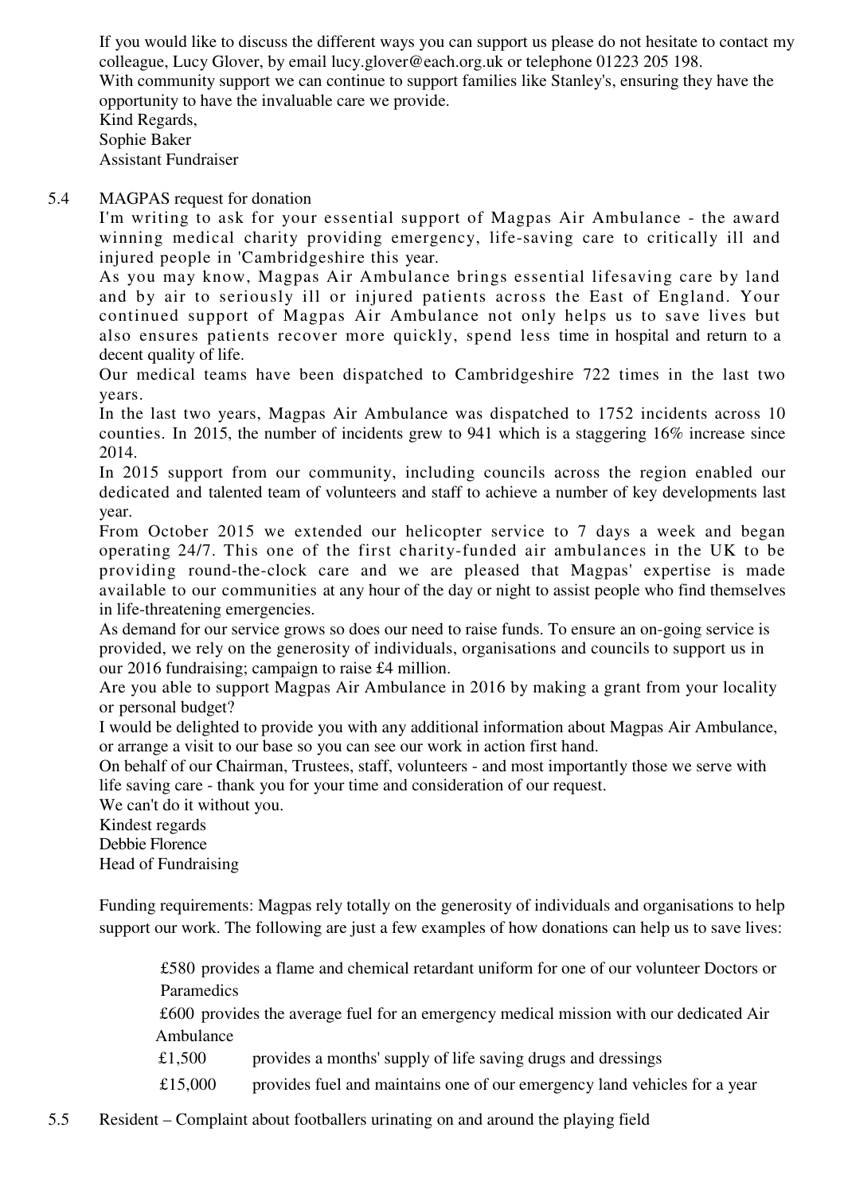If you would like to discuss the different ways you can support us please do not hesitate to contact my colleague, Lucy Glover, by email lucy.glover@each.org.uk or telephone 01223 205 198.
With community support we can continue to support families like Stanley's, ensuring they have the opportunity to have the invaluable care we provide.
Kind Regards,
Sophie Baker
Assistant Fundraiser

5.4 MAGPAS request for donation

I'm writing to ask for your essential support of Magpas Air Ambulance - the award winning medical charity providing emergency, life-saving care to critically ill and injured people in 'Cambridgeshire this year.

As you may know, Magpas Air Ambulance brings essential lifesaving care by land and by air to seriously ill or injured patients across the East of England. Your continued support of Magpas Air Ambulance not only helps us to save lives but also ensures patients recover more quickly, spend less time in hospital and return to a decent quality of life.

Our medical teams have been dispatched to Cambridgeshire 722 times in the last two years.

In the last two years, Magpas Air Ambulance was dispatched to 1752 incidents across 10 counties. In 2015, the number of incidents grew to 941 which is a staggering 16% increase since 2014.

In 2015 support from our community, including councils across the region enabled our dedicated and talented team of volunteers and staff to achieve a number of key developments last year.

From October 2015 we extended our helicopter service to 7 days a week and began operating 24/7. This one of the first charity-funded air ambulances in the UK to be providing round-the-clock care and we are pleased that Magpas' expertise is made available to our communities at any hour of the day or night to assist people who find themselves in life-threatening emergencies.

As demand for our service grows so does our need to raise funds. To ensure an on-going service is provided, we rely on the generosity of individuals, organisations and councils to support us in our 2016 fundraising; campaign to raise £4 million.

Are you able to support Magpas Air Ambulance in 2016 by making a grant from your locality or personal budget?

I would be delighted to provide you with any additional information about Magpas Air Ambulance, or arrange a visit to our base so you can see our work in action first hand.

On behalf of our Chairman, Trustees, staff, volunteers - and most importantly those we serve with life saving care - thank you for your time and consideration of our request.

We can't do it without you.
Kindest regards
Debbie Florence
Head of Fundraising

Funding requirements: Magpas rely totally on the generosity of individuals and organisations to help support our work. The following are just a few examples of how donations can help us to save lives:

£580 provides a flame and chemical retardant uniform for one of our volunteer Doctors or Paramedics

£600 provides the average fuel for an emergency medical mission with our dedicated Air Ambulance

£1,500 provides a months' supply of life saving drugs and dressings

£15,000 provides fuel and maintains one of our emergency land vehicles for a year

5.5 Resident – Complaint about footballers urinating on and around the playing field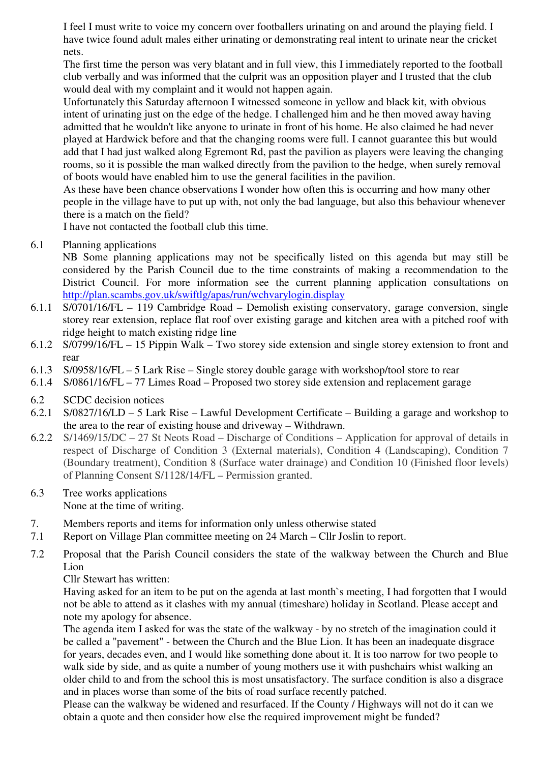I feel I must write to voice my concern over footballers urinating on and around the playing field. I have twice found adult males either urinating or demonstrating real intent to urinate near the cricket nets.

The first time the person was very blatant and in full view, this I immediately reported to the football club verbally and was informed that the culprit was an opposition player and I trusted that the club would deal with my complaint and it would not happen again.

Unfortunately this Saturday afternoon I witnessed someone in yellow and black kit, with obvious intent of urinating just on the edge of the hedge. I challenged him and he then moved away having admitted that he wouldn't like anyone to urinate in front of his home. He also claimed he had never played at Hardwick before and that the changing rooms were full. I cannot guarantee this but would add that I had just walked along Egremont Rd, past the pavilion as players were leaving the changing rooms, so it is possible the man walked directly from the pavilion to the hedge, when surely removal of boots would have enabled him to use the general facilities in the pavilion.

As these have been chance observations I wonder how often this is occurring and how many other people in the village have to put up with, not only the bad language, but also this behaviour whenever there is a match on the field?

I have not contacted the football club this time.

6.1 Planning applications

NB Some planning applications may not be specifically listed on this agenda but may still be considered by the Parish Council due to the time constraints of making a recommendation to the District Council. For more information see the current planning application consultations on [http://plan.scambs.gov.uk/swiftlg/apas/run/wchvarylogin.display](http://plan.scambs.gov.uk/swiftlg/apas/run/wchvarylogin.display)

6.1.1 S/0701/16/FL – 119 Cambridge Road – Demolish existing conservatory, garage conversion, single storey rear extension, replace flat roof over existing garage and kitchen area with a pitched roof with ridge height to match existing ridge line

6.1.2 S/0799/16/FL – 15 Pippin Walk – Two storey side extension and single storey extension to front and rear

6.1.3 S/0958/16/FL – 5 Lark Rise – Single storey double garage with workshop/tool store to rear

6.1.4 S/0861/16/FL – 77 Limes Road – Proposed two storey side extension and replacement garage

6.2 SCDC decision notices

6.2.1 S/0827/16/LD – 5 Lark Rise – Lawful Development Certificate – Building a garage and workshop to the area to the rear of existing house and driveway – Withdrawn.

6.2.2 S/1469/15/DC – 27 St Neots Road – Discharge of Conditions – Application for approval of details in respect of Discharge of Condition 3 (External materials), Condition 4 (Landscaping), Condition 7 (Boundary treatment), Condition 8 (Surface water drainage) and Condition 10 (Finished floor levels) of Planning Consent S/1128/14/FL – Permission granted.

6.3 Tree works applications

None at the time of writing.

7. Members reports and items for information only unless otherwise stated

7.1 Report on Village Plan committee meeting on 24 March – Cllr Joslin to report.

7.2 Proposal that the Parish Council considers the state of the walkway between the Church and Blue Lion

Cllr Stewart has written:

Having asked for an item to be put on the agenda at last month`s meeting, I had forgotten that I would not be able to attend as it clashes with my annual (timeshare) holiday in Scotland. Please accept and note my apology for absence.

The agenda item I asked for was the state of the walkway - by no stretch of the imagination could it be called a "pavement" - between the Church and the Blue Lion. It has been an inadequate disgrace for years, decades even, and I would like something done about it. It is too narrow for two people to walk side by side, and as quite a number of young mothers use it with pushchairs whist walking an older child to and from the school this is most unsatisfactory. The surface condition is also a disgrace and in places worse than some of the bits of road surface recently patched.

Please can the walkway be widened and resurfaced. If the County / Highways will not do it can we obtain a quote and then consider how else the required improvement might be funded?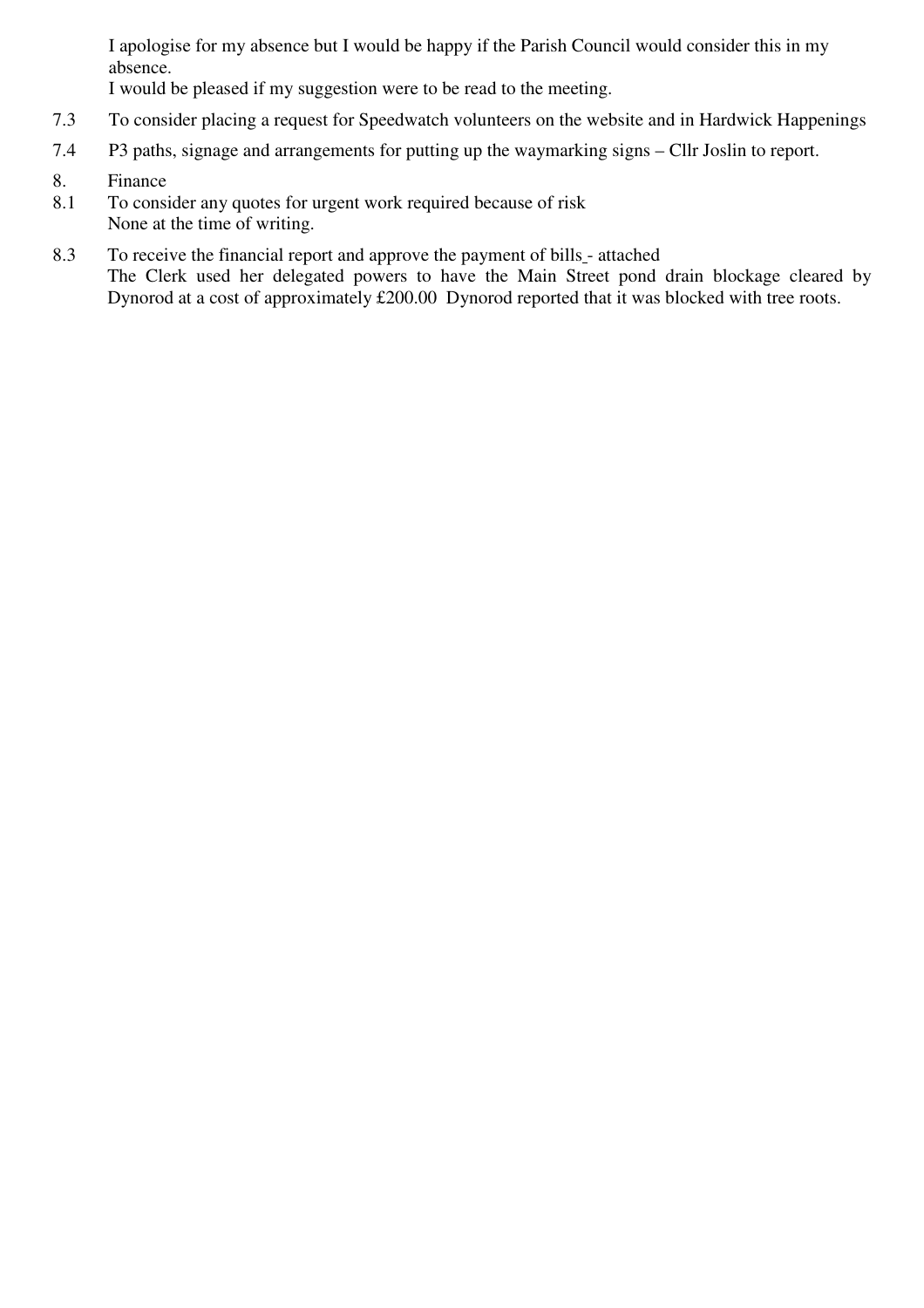I apologise for my absence but I would be happy if the Parish Council would consider this in my absence.
I would be pleased if my suggestion were to be read to the meeting.

7.3 To consider placing a request for Speedwatch volunteers on the website and in Hardwick Happenings

7.4 P3 paths, signage and arrangements for putting up the waymarking signs – Cllr Joslin to report.

8. Finance

8.1 To consider any quotes for urgent work required because of risk
None at the time of writing.

8.3 To receive the financial report and approve the payment of bills - attached
The Clerk used her delegated powers to have the Main Street pond drain blockage cleared by Dynorod at a cost of approximately £200.00 Dynorod reported that it was blocked with tree roots.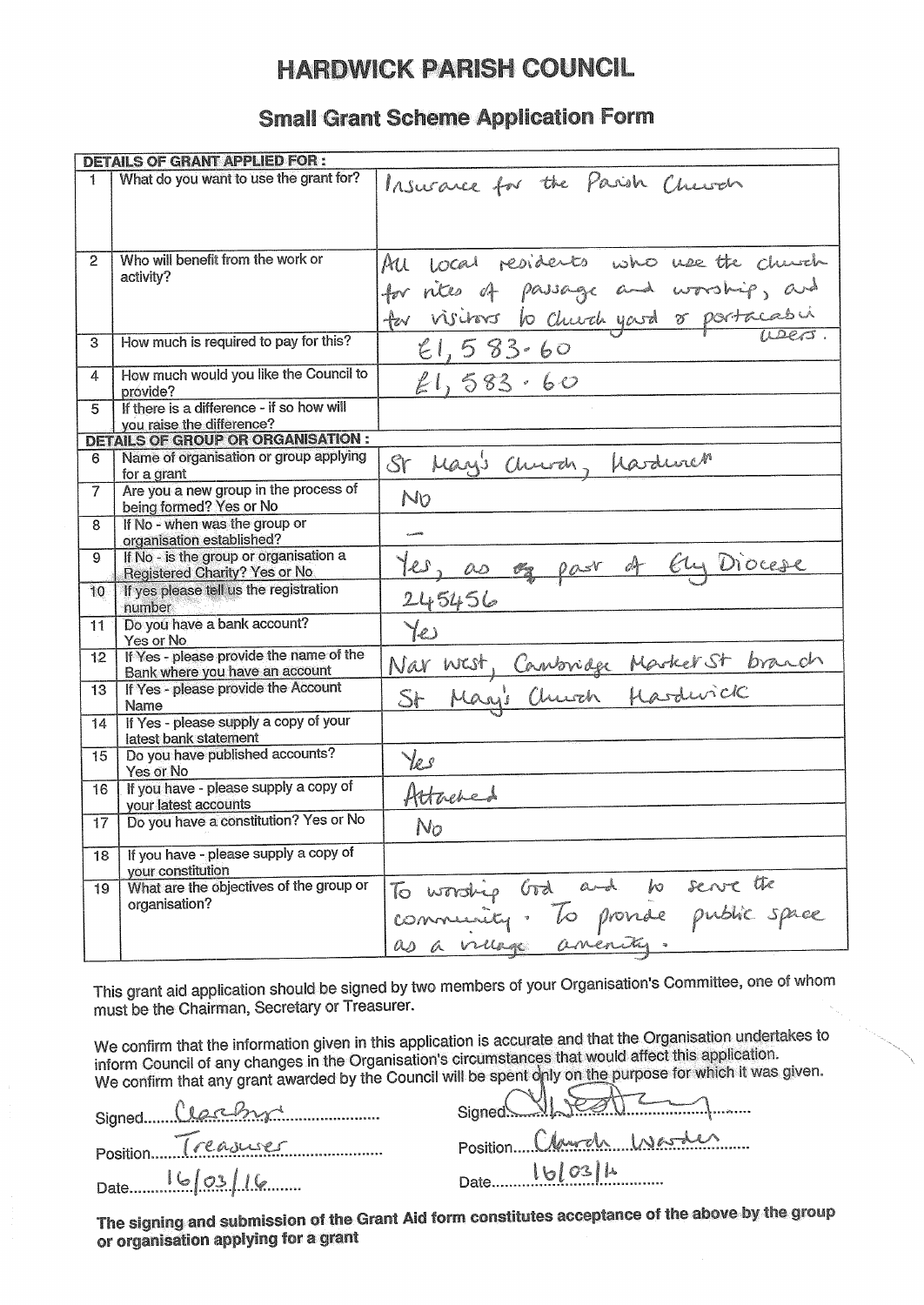# HARDWICK PARISH COUNCIL

## Small Grant Scheme Application Form

| | DETAILS OF GRANT APPLIED FOR : | |
|---|---|---|
| 1 | What do you want to use the grant for? | Insurance for the Parish Church |
| 2 | Who will benefit from the work or activity? | All local residents who use the church for rites of passage and worship, and for visitors to church yard or portacabin users. |
| 3 | How much is required to pay for this? | £1,583.60 |
| 4 | How much would you like the Council to provide? | £1,583.60 |
| 5 | If there is a difference - if so how will you raise the difference? | |
| | **DETAILS OF GROUP OR ORGANISATION :** | |
| 6 | Name of organisation or group applying for a grant | St Mary's Church, Hardwick |
| 7 | Are you a new group in the process of being formed? Yes or No | No |
| 8 | If No - when was the group or organisation established? | — |
| 9 | If No - is the group or organisation a Registered Charity? Yes or No | Yes, as part of Ely Diocese |
| 10 | If yes please tell us the registration number | 245456 |
| 11 | Do you have a bank account? Yes or No | Yes |
| 12 | If Yes - please provide the name of the Bank where you have an account | Nat West, Cambridge Market St branch |
| 13 | If Yes - please provide the Account Name | St Mary's Church Hardwick |
| 14 | If Yes - please supply a copy of your latest bank statement | |
| 15 | Do you have published accounts? Yes or No | Yes |
| 16 | If you have - please supply a copy of your latest accounts | Attached |
| 17 | Do you have a constitution? Yes or No | No |
| 18 | If you have - please supply a copy of your constitution | |
| 19 | What are the objectives of the group or organisation? | To worship God and to serve the community. To provide public space as a village amenity. |

This grant aid application should be signed by two members of your Organisation's Committee, one of whom must be the Chairman, Secretary or Treasurer.

We confirm that the information given in this application is accurate and that the Organisation undertakes to inform Council of any changes in the Organisation's circumstances that would affect this application. We confirm that any grant awarded by the Council will be spent only on the purpose for which it was given.

Signed: [signature]
Position: Treasurer
Date: 16/03/16

Signed: [signature]
Position: Church Warden
Date: 16/03/16

**The signing and submission of the Grant Aid form constitutes acceptance of the above by the group or organisation applying for a grant**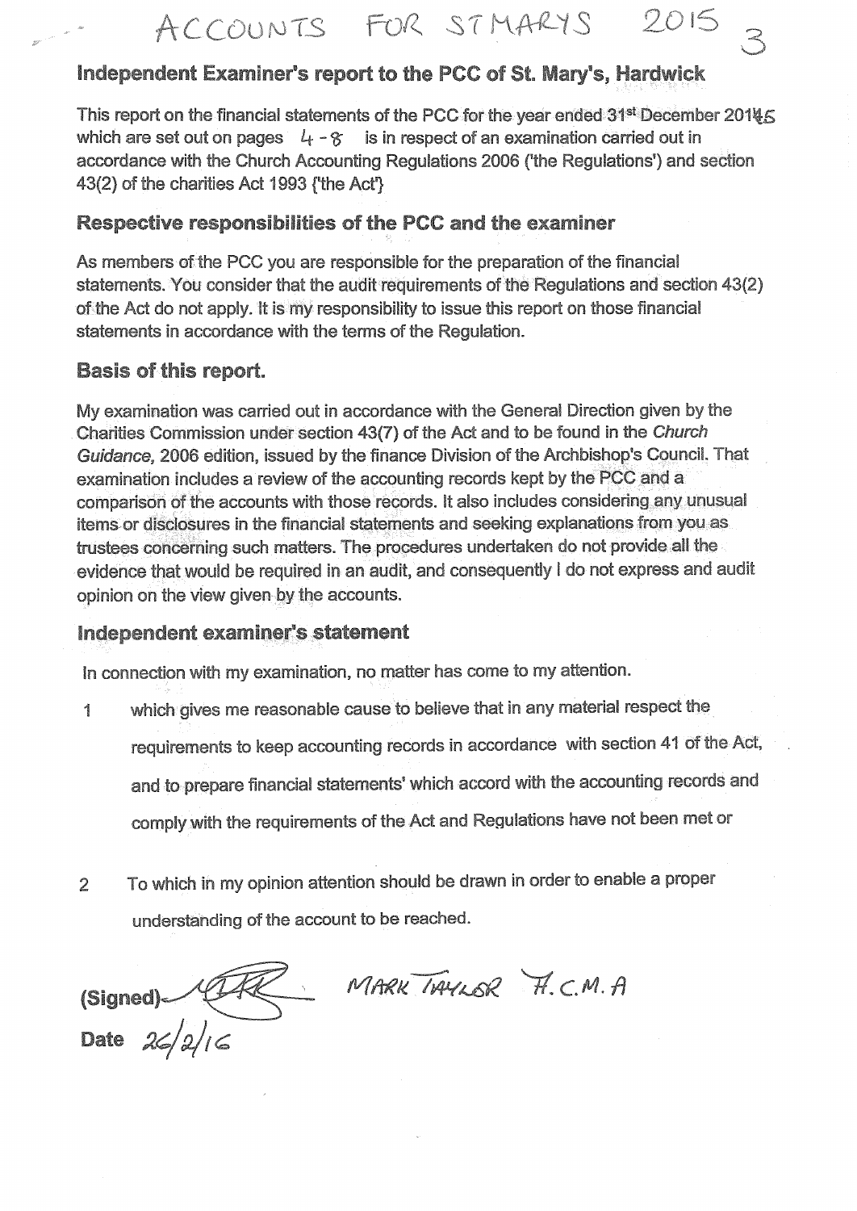ACCOUNTS FOR ST MARYS 2015

## Independent Examiner's report to the PCC of St. Mary's, Hardwick

This report on the financial statements of the PCC for the year ended 31st December 2015 which are set out on pages 4 - 8 is in respect of an examination carried out in accordance with the Church Accounting Regulations 2006 ('the Regulations') and section 43(2) of the charities Act 1993 ('the Act')

## Respective responsibilities of the PCC and the examiner

As members of the PCC you are responsible for the preparation of the financial statements. You consider that the audit requirements of the Regulations and section 43(2) of the Act do not apply. It is my responsibility to issue this report on those financial statements in accordance with the terms of the Regulation.

## Basis of this report.

My examination was carried out in accordance with the General Direction given by the Charities Commission under section 43(7) of the Act and to be found in the *Church Guidance*, 2006 edition, issued by the finance Division of the Archbishop's Council. That examination includes a review of the accounting records kept by the PCC and a comparison of the accounts with those records. It also includes considering any unusual items or disclosures in the financial statements and seeking explanations from you as trustees concerning such matters. The procedures undertaken do not provide all the evidence that would be required in an audit, and consequently I do not express and audit opinion on the view given by the accounts.

## Independent examiner's statement

In connection with my examination, no matter has come to my attention.

1. which gives me reasonable cause to believe that in any material respect the requirements to keep accounting records in accordance with section 41 of the Act, and to prepare financial statements' which accord with the accounting records and comply with the requirements of the Act and Regulations have not been met or

2. To which in my opinion attention should be drawn in order to enable a proper understanding of the account to be reached.

**(Signed)** MARK TAYLOR F.C.M.A

**Date** 26/2/16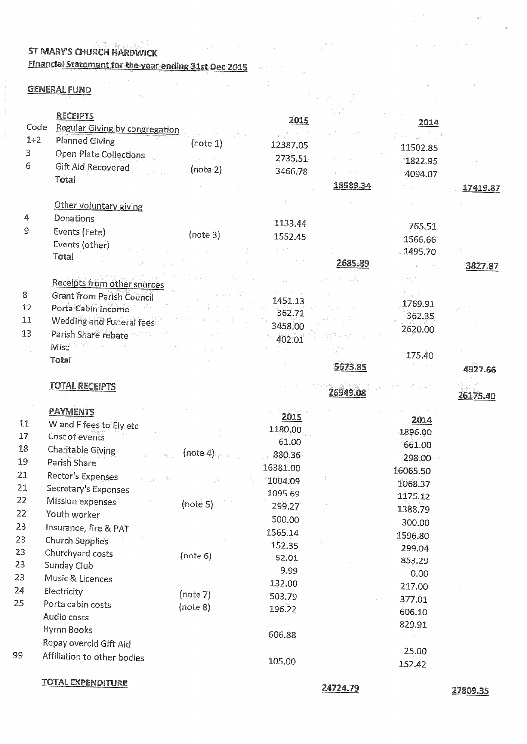ST MARY'S CHURCH HARDWICK

Financial Statement for the year ending 31st Dec 2015

## GENERAL FUND

| Code | RECEIPTS | | 2015 | | 2014 | |
|---|---|---|---|---|---|---|
| | Regular Giving by congregation | | | | | |
| 1+2 | Planned Giving | (note 1) | 12387.05 | | 11502.85 | |
| 3 | Open Plate Collections | | 2735.51 | | 1822.95 | |
| 6 | Gift Aid Recovered | (note 2) | 3466.78 | | 4094.07 | |
| | **Total** | | | 18589.34 | | 17419.87 |
| | Other voluntary giving | | | | | |
| 4 | Donations | | 1133.44 | | 765.51 | |
| 9 | Events (Fete) | (note 3) | 1552.45 | | 1566.66 | |
| | Events (other) | | | | 1495.70 | |
| | **Total** | | | 2685.89 | | 3827.87 |
| | Receipts from other sources | | | | | |
| 8 | Grant from Parish Council | | 1451.13 | | 1769.91 | |
| 12 | Porta Cabin income | | 362.71 | | 362.35 | |
| 11 | Wedding and Funeral fees | | 3458.00 | | 2620.00 | |
| 13 | Parish Share rebate | | 402.01 | | | |
| | Misc | | | | 175.40 | |
| | **Total** | | | 5673.85 | | 4927.66 |
| | **TOTAL RECEIPTS** | | | 26949.08 | | 26175.40 |

| Code | PAYMENTS | | 2015 | | 2014 | |
|---|---|---|---|---|---|---|
| 11 | W and F fees to Ely etc | | 1180.00 | | 1896.00 | |
| 17 | Cost of events | | 61.00 | | 661.00 | |
| 18 | Charitable Giving | (note 4) | 880.36 | | 298.00 | |
| 19 | Parish Share | | 16381.00 | | 16065.50 | |
| 21 | Rector's Expenses | | 1004.09 | | 1068.37 | |
| 21 | Secretary's Expenses | | 1095.69 | | 1175.12 | |
| 22 | Mission expenses | (note 5) | 299.27 | | 1388.79 | |
| 22 | Youth worker | | 500.00 | | 300.00 | |
| 23 | Insurance, fire & PAT | | 1565.14 | | 1596.80 | |
| 23 | Church Supplies | | 152.35 | | 299.04 | |
| 23 | Churchyard costs | (note 6) | 52.01 | | 853.29 | |
| 23 | Sunday Club | | 9.99 | | 0.00 | |
| 23 | Music & Licences | | 132.00 | | 217.00 | |
| 24 | Electricity | (note 7) | 503.79 | | 377.01 | |
| 25 | Porta cabin costs | (note 8) | 196.22 | | 606.10 | |
| | Audio costs | | | | 829.91 | |
| | Hymn Books | | 606.88 | | | |
| | Repay overcld Gift Aid | | | | 25.00 | |
| 99 | Affiliation to other bodies | | 105.00 | | 152.42 | |
| | **TOTAL EXPENDITURE** | | | 24724.79 | | 27809.35 |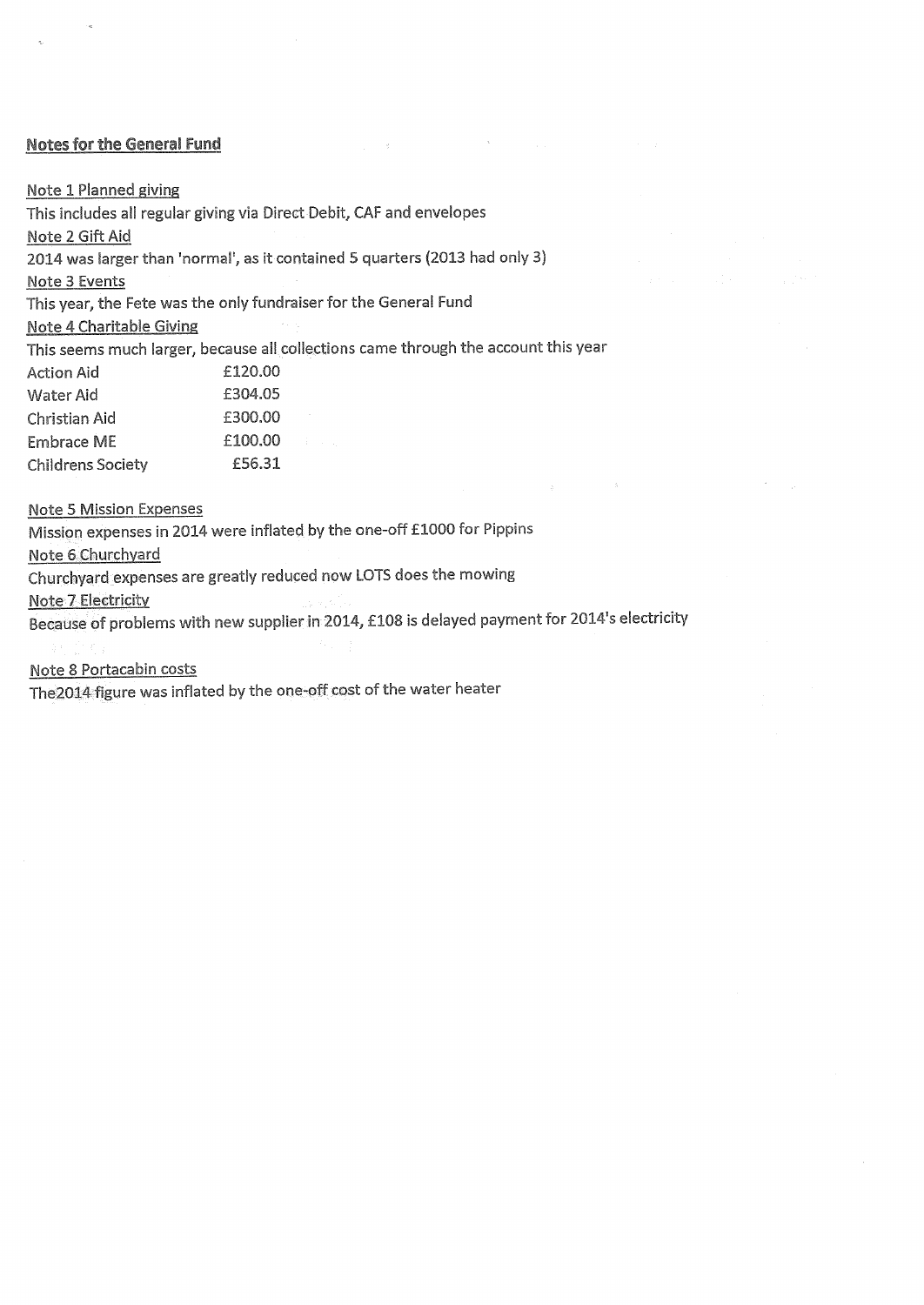## Notes for the General Fund

Note 1 Planned giving

This includes all regular giving via Direct Debit, CAF and envelopes

Note 2 Gift Aid

2014 was larger than 'normal', as it contained 5 quarters (2013 had only 3)

Note 3 Events

This year, the Fete was the only fundraiser for the General Fund

Note 4 Charitable Giving

This seems much larger, because all collections came through the account this year

| | |
|---|---|
| Action Aid | £120.00 |
| Water Aid | £304.05 |
| Christian Aid | £300.00 |
| Embrace ME | £100.00 |
| Childrens Society | £56.31 |

Note 5 Mission Expenses

Mission expenses in 2014 were inflated by the one-off £1000 for Pippins

Note 6 Churchyard

Churchyard expenses are greatly reduced now LOTS does the mowing

Note 7 Electricity

Because of problems with new supplier in 2014, £108 is delayed payment for 2014's electricity

Note 8 Portacabin costs

The2014 figure was inflated by the one-off cost of the water heater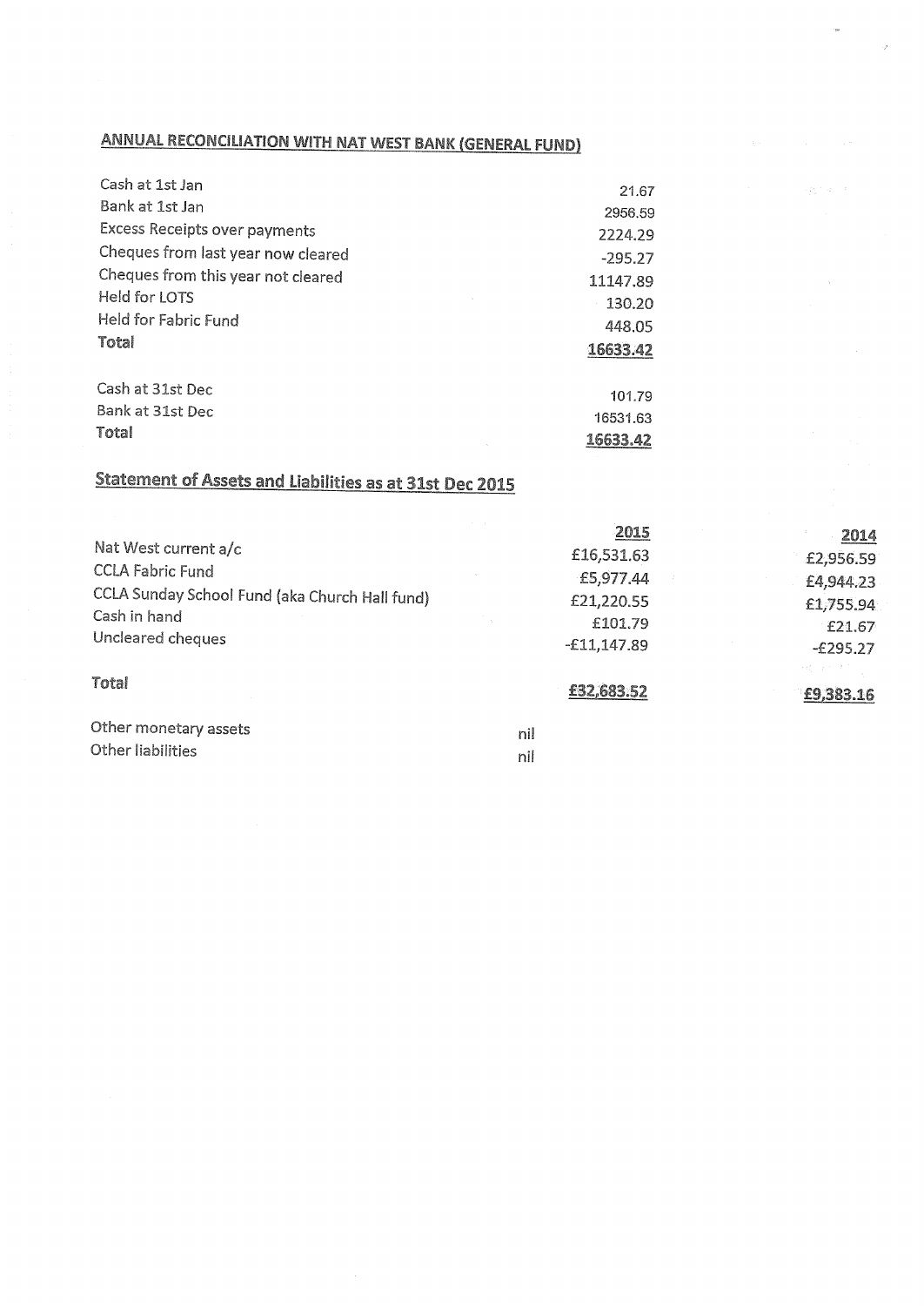## ANNUAL RECONCILIATION WITH NAT WEST BANK (GENERAL FUND)

| | |
|---|---|
| Cash at 1st Jan | 21.67 |
| Bank at 1st Jan | 2956.59 |
| Excess Receipts over payments | 2224.29 |
| Cheques from last year now cleared | -295.27 |
| Cheques from this year not cleared | 11147.89 |
| Held for LOTS | 130.20 |
| Held for Fabric Fund | 448.05 |
| **Total** | **16633.42** |
| | |
| Cash at 31st Dec | 101.79 |
| Bank at 31st Dec | 16531.63 |
| **Total** | **16633.42** |

## Statement of Assets and Liabilities as at 31st Dec 2015

| | 2015 | 2014 |
|---|---|---|
| Nat West current a/c | £16,531.63 | £2,956.59 |
| CCLA Fabric Fund | £5,977.44 | £4,944.23 |
| CCLA Sunday School Fund (aka Church Hall fund) | £21,220.55 | £1,755.94 |
| Cash in hand | £101.79 | £21.67 |
| Uncleared cheques | -£11,147.89 | -£295.27 |
| **Total** | **£32,683.52** | **£9,383.16** |

| | |
|---|---|
| Other monetary assets | nil |
| Other liabilities | nil |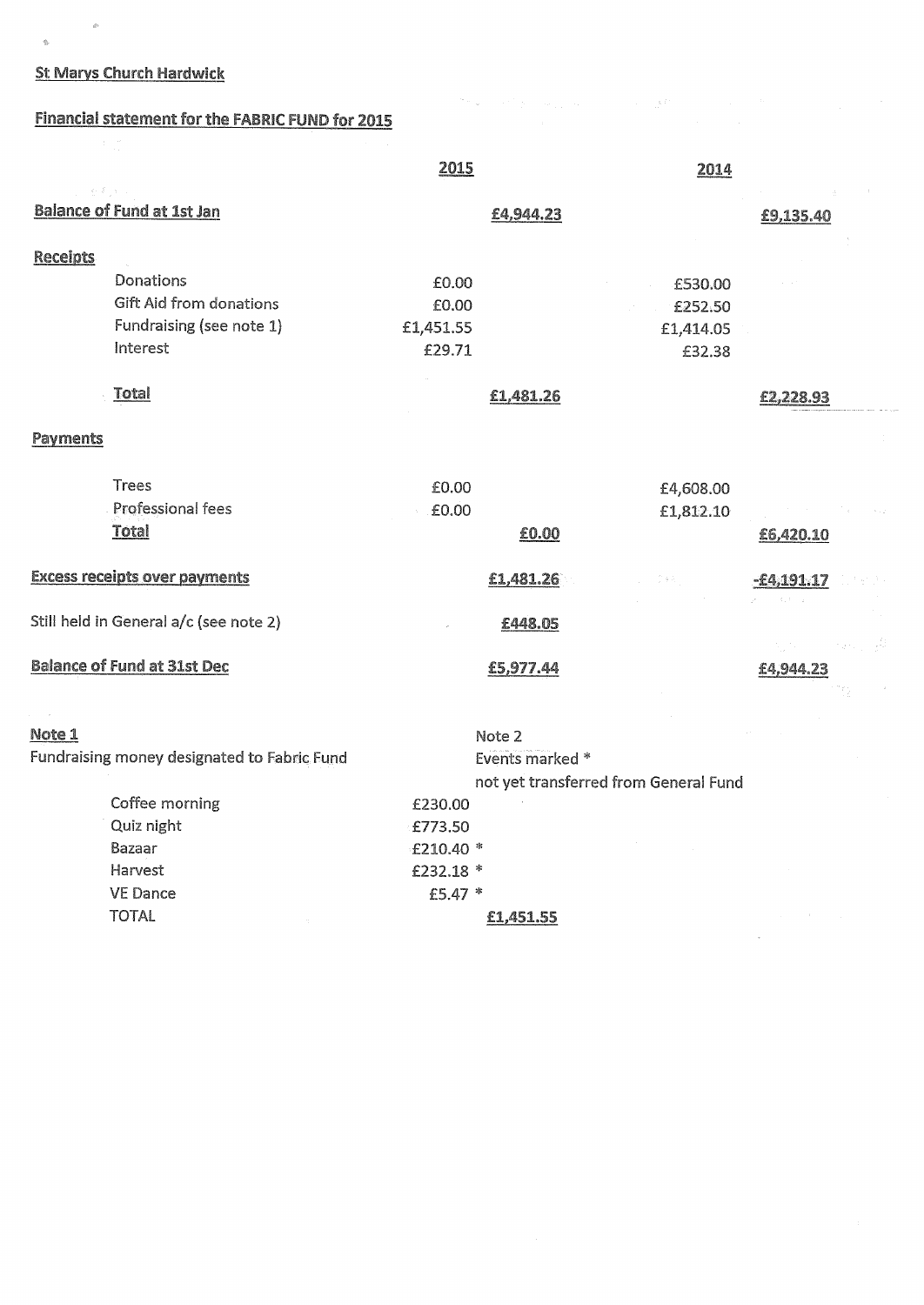**St Marys Church Hardwick**

**Financial statement for the FABRIC FUND for 2015**

| | 2015 | | 2014 | |
|---|---|---|---|---|
| **Balance of Fund at 1st Jan** | | **£4,944.23** | | **£9,135.40** |
| **Receipts** | | | | |
| Donations | £0.00 | | £530.00 | |
| Gift Aid from donations | £0.00 | | £252.50 | |
| Fundraising (see note 1) | £1,451.55 | | £1,414.05 | |
| Interest | £29.71 | | £32.38 | |
| **Total** | | **£1,481.26** | | **£2,228.93** |
| **Payments** | | | | |
| Trees | £0.00 | | £4,608.00 | |
| Professional fees | £0.00 | | £1,812.10 | |
| **Total** | | **£0.00** | | **£6,420.10** |
| **Excess receipts over payments** | | **£1,481.26** | | **-£4,191.17** |
| Still held in General a/c (see note 2) | | **£448.05** | | |
| **Balance of Fund at 31st Dec** | | **£5,977.44** | | **£4,944.23** |

**Note 1**

Fundraising money designated to Fabric Fund

| | | |
|---|---|---|
| Coffee morning | £230.00 | |
| Quiz night | £773.50 | |
| Bazaar | £210.40 * | |
| Harvest | £232.18 * | |
| VE Dance | £5.47 * | |
| TOTAL | | **£1,451.55** |

Note 2

Events marked *
not yet transferred from General Fund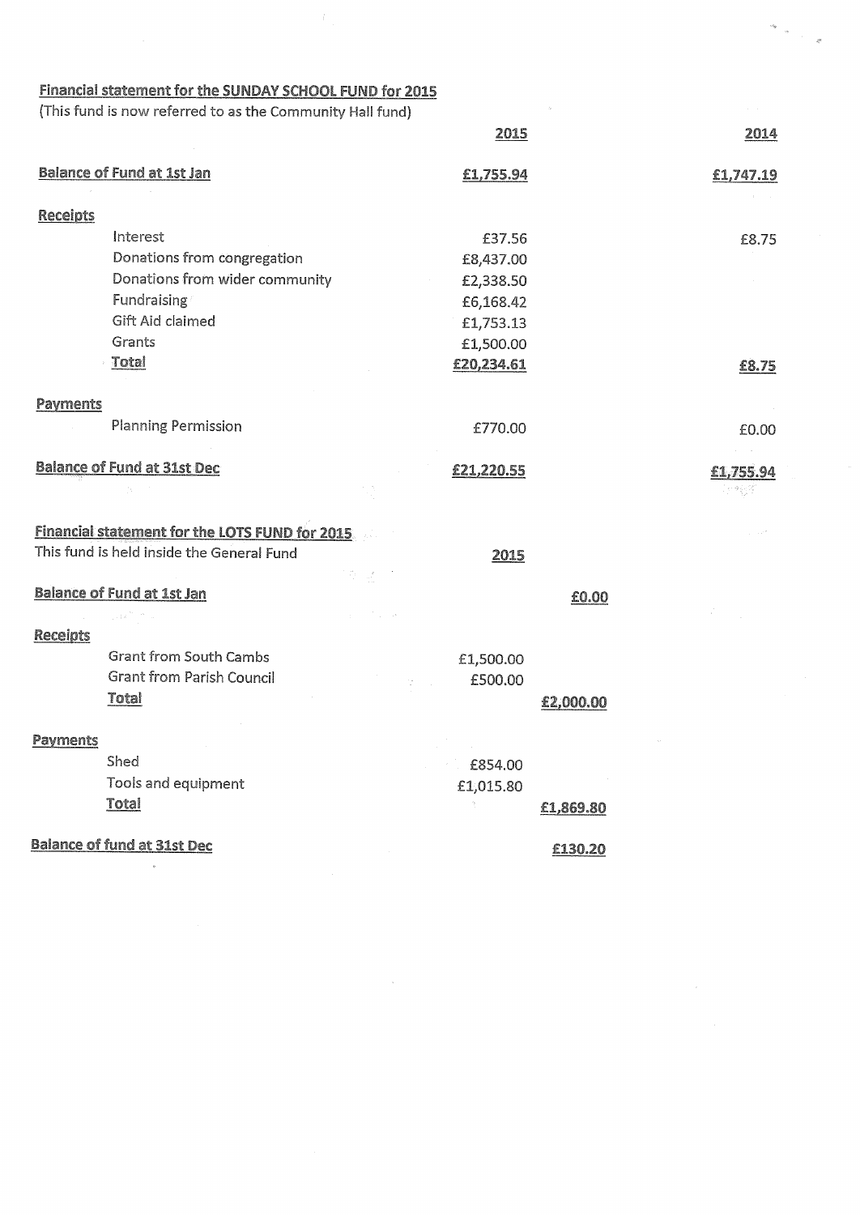**Financial statement for the SUNDAY SCHOOL FUND for 2015**

(This fund is now referred to as the Community Hall fund)

| | 2015 | 2014 |
|---|---|---|
| **Balance of Fund at 1st Jan** | **£1,755.94** | **£1,747.19** |
| **Receipts** | | |
| Interest | £37.56 | £8.75 |
| Donations from congregation | £8,437.00 | |
| Donations from wider community | £2,338.50 | |
| Fundraising | £6,168.42 | |
| Gift Aid claimed | £1,753.13 | |
| Grants | £1,500.00 | |
| **Total** | **£20,234.61** | **£8.75** |
| **Payments** | | |
| Planning Permission | £770.00 | £0.00 |
| **Balance of Fund at 31st Dec** | **£21,220.55** | **£1,755.94** |

**Financial statement for the LOTS FUND for 2015**

This fund is held inside the General Fund

| | 2015 | |
|---|---|---|
| **Balance of Fund at 1st Jan** | | **£0.00** |
| **Receipts** | | |
| Grant from South Cambs | £1,500.00 | |
| Grant from Parish Council | £500.00 | |
| **Total** | | **£2,000.00** |
| **Payments** | | |
| Shed | £854.00 | |
| Tools and equipment | £1,015.80 | |
| **Total** | | **£1,869.80** |
| **Balance of fund at 31st Dec** | | **£130.20** |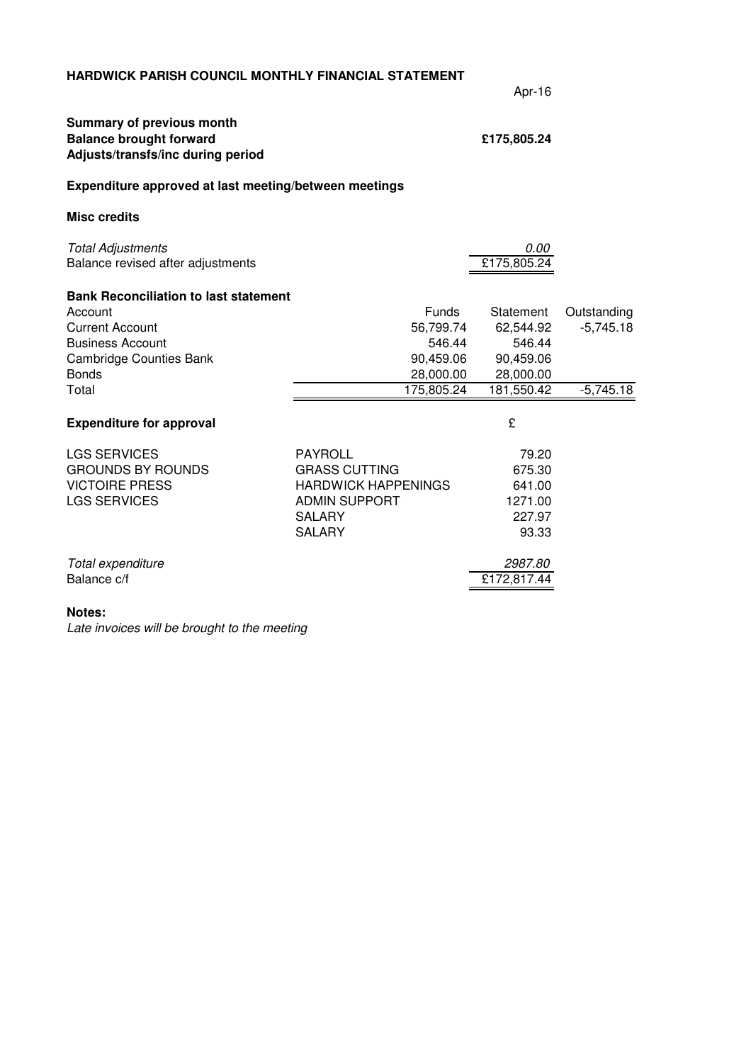**HARDWICK PARISH COUNCIL MONTHLY FINANCIAL STATEMENT**

Apr-16

**Summary of previous month**
**Balance brought forward** **£175,805.24**
**Adjusts/transfs/inc during period**

**Expenditure approved at last meeting/between meetings**

**Misc credits**

| | |
|---|---|
| *Total Adjustments* | *0.00* |
| Balance revised after adjustments | £175,805.24 |

**Bank Reconciliation to last statement**

| Account | Funds | Statement | Outstanding |
|---|---|---|---|
| Current Account | 56,799.74 | 62,544.92 | -5,745.18 |
| Business Account | 546.44 | 546.44 | |
| Cambridge Counties Bank | 90,459.06 | 90,459.06 | |
| Bonds | 28,000.00 | 28,000.00 | |
| Total | 175,805.24 | 181,550.42 | -5,745.18 |

**Expenditure for approval**

| | | £ |
|---|---|---|
| LGS SERVICES | PAYROLL | 79.20 |
| GROUNDS BY ROUNDS | GRASS CUTTING | 675.30 |
| VICTOIRE PRESS | HARDWICK HAPPENINGS | 641.00 |
| LGS SERVICES | ADMIN SUPPORT | 1271.00 |
| | SALARY | 227.97 |
| | SALARY | 93.33 |
| *Total expenditure* | | *2987.80* |
| Balance c/f | | £172,817.44 |

**Notes:**
*Late invoices will be brought to the meeting*